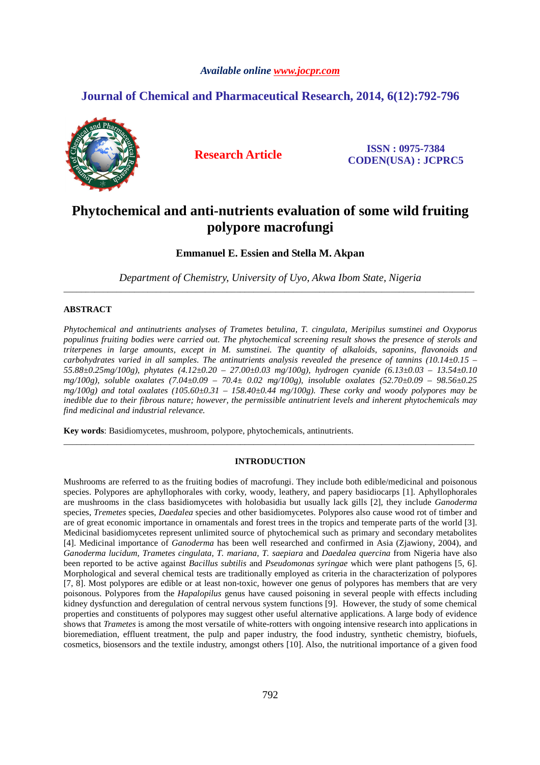Available online www.jocpr.com

# Journal of Chemical and Pharmaceutical Research, 2014, 6(12):792-796

**Research Article**

**ISSN : 0975-7384**
**CODEN(USA) : JCPRC5**

# Phytochemical and anti-nutrients evaluation of some wild fruiting polypore macrofungi

**Emmanuel E. Essien and Stella M. Akpan**

*Department of Chemistry, University of Uyo, Akwa Ibom State, Nigeria*

---

## ABSTRACT

*Phytochemical and antinutrients analyses of Trametes betulina, T. cingulata, Meripilus sumstinei and Oxyporus populinus fruiting bodies were carried out. The phytochemical screening result shows the presence of sterols and triterpenes in large amounts, except in M. sumstinei. The quantity of alkaloids, saponins, flavonoids and carbohydrates varied in all samples. The antinutrients analysis revealed the presence of tannins (10.14±0.15 – 55.88±0.25mg/100g), phytates (4.12±0.20 – 27.00±0.03 mg/100g), hydrogen cyanide (6.13±0.03 – 13.54±0.10 mg/100g), soluble oxalates (7.04±0.09 – 70.4± 0.02 mg/100g), insoluble oxalates (52.70±0.09 – 98.56±0.25 mg/100g) and total oxalates (105.60±0.31 – 158.40±0.44 mg/100g). These corky and woody polypores may be inedible due to their fibrous nature; however, the permissible antinutrient levels and inherent phytochemicals may find medicinal and industrial relevance.*

**Key words**: Basidiomycetes, mushroom, polypore, phytochemicals, antinutrients.

---

## INTRODUCTION

Mushrooms are referred to as the fruiting bodies of macrofungi. They include both edible/medicinal and poisonous species. Polypores are aphyllophorales with corky, woody, leathery, and papery basidiocarps [1]. Aphyllophorales are mushrooms in the class basidiomycetes with holobasidia but usually lack gills [2], they include *Ganoderma* species, *Tremetes* species, *Daedalea* species and other basidiomycetes. Polypores also cause wood rot of timber and are of great economic importance in ornamentals and forest trees in the tropics and temperate parts of the world [3]. Medicinal basidiomycetes represent unlimited source of phytochemical such as primary and secondary metabolites [4]. Medicinal importance of *Ganoderma* has been well researched and confirmed in Asia (Zjawiony, 2004), and *Ganoderma lucidum*, *Trametes cingulata*, *T. mariana*, *T. saepiara* and *Daedalea quercina* from Nigeria have also been reported to be active against *Bacillus subtilis* and *Pseudomonas syringae* which were plant pathogens [5, 6]. Morphological and several chemical tests are traditionally employed as criteria in the characterization of polypores [7, 8]. Most polypores are edible or at least non-toxic, however one genus of polypores has members that are very poisonous. Polypores from the *Hapalopilus* genus have caused poisoning in several people with effects including kidney dysfunction and deregulation of central nervous system functions [9]. However, the study of some chemical properties and constituents of polypores may suggest other useful alternative applications. A large body of evidence shows that *Trametes* is among the most versatile of white-rotters with ongoing intensive research into applications in bioremediation, effluent treatment, the pulp and paper industry, the food industry, synthetic chemistry, biofuels, cosmetics, biosensors and the textile industry, amongst others [10]. Also, the nutritional importance of a given food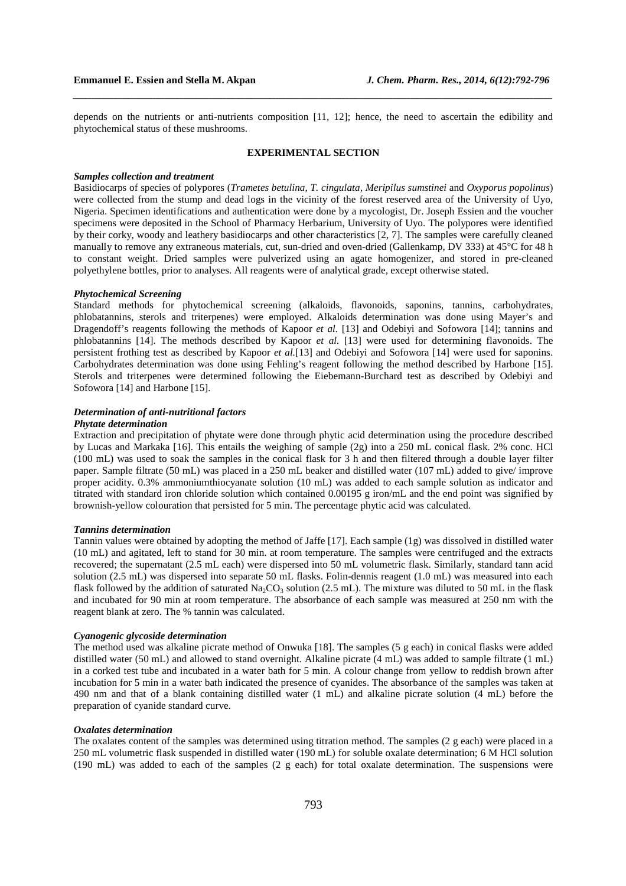depends on the nutrients or anti-nutrients composition [11, 12]; hence, the need to ascertain the edibility and phytochemical status of these mushrooms.

## EXPERIMENTAL SECTION

### *Samples collection and treatment*

Basidiocarps of species of polypores (*Trametes betulina*, *T. cingulata*, *Meripilus sumstinei* and *Oxyporus popolinus*) were collected from the stump and dead logs in the vicinity of the forest reserved area of the University of Uyo, Nigeria. Specimen identifications and authentication were done by a mycologist, Dr. Joseph Essien and the voucher specimens were deposited in the School of Pharmacy Herbarium, University of Uyo. The polypores were identified by their corky, woody and leathery basidiocarps and other characteristics [2, 7]. The samples were carefully cleaned manually to remove any extraneous materials, cut, sun-dried and oven-dried (Gallenkamp, DV 333) at 45°C for 48 h to constant weight. Dried samples were pulverized using an agate homogenizer, and stored in pre-cleaned polyethylene bottles, prior to analyses. All reagents were of analytical grade, except otherwise stated.

### *Phytochemical Screening*

Standard methods for phytochemical screening (alkaloids, flavonoids, saponins, tannins, carbohydrates, phlobatannins, sterols and triterpenes) were employed. Alkaloids determination was done using Mayer's and Dragendoff's reagents following the methods of Kapoor *et al.* [13] and Odebiyi and Sofowora [14]; tannins and phlobatannins [14]. The methods described by Kapoor *et al.* [13] were used for determining flavonoids. The persistent frothing test as described by Kapoor *et al.*[13] and Odebiyi and Sofowora [14] were used for saponins. Carbohydrates determination was done using Fehling's reagent following the method described by Harbone [15]. Sterols and triterpenes were determined following the Eiebemann-Burchard test as described by Odebiyi and Sofowora [14] and Harbone [15].

### *Determination of anti-nutritional factors*

### *Phytate determination*

Extraction and precipitation of phytate were done through phytic acid determination using the procedure described by Lucas and Markaka [16]. This entails the weighing of sample (2g) into a 250 mL conical flask. 2% conc. HCl (100 mL) was used to soak the samples in the conical flask for 3 h and then filtered through a double layer filter paper. Sample filtrate (50 mL) was placed in a 250 mL beaker and distilled water (107 mL) added to give/ improve proper acidity. 0.3% ammoniumthiocyanate solution (10 mL) was added to each sample solution as indicator and titrated with standard iron chloride solution which contained 0.00195 g iron/mL and the end point was signified by brownish-yellow colouration that persisted for 5 min. The percentage phytic acid was calculated.

### *Tannins determination*

Tannin values were obtained by adopting the method of Jaffe [17]. Each sample (1g) was dissolved in distilled water (10 mL) and agitated, left to stand for 30 min. at room temperature. The samples were centrifuged and the extracts recovered; the supernatant (2.5 mL each) were dispersed into 50 mL volumetric flask. Similarly, standard tann acid solution (2.5 mL) was dispersed into separate 50 mL flasks. Folin-dennis reagent (1.0 mL) was measured into each flask followed by the addition of saturated $Na_2CO_3$ solution (2.5 mL). The mixture was diluted to 50 mL in the flask and incubated for 90 min at room temperature. The absorbance of each sample was measured at 250 nm with the reagent blank at zero. The % tannin was calculated.

### *Cyanogenic glycoside determination*

The method used was alkaline picrate method of Onwuka [18]. The samples (5 g each) in conical flasks were added distilled water (50 mL) and allowed to stand overnight. Alkaline picrate (4 mL) was added to sample filtrate (1 mL) in a corked test tube and incubated in a water bath for 5 min. A colour change from yellow to reddish brown after incubation for 5 min in a water bath indicated the presence of cyanides. The absorbance of the samples was taken at 490 nm and that of a blank containing distilled water (1 mL) and alkaline picrate solution (4 mL) before the preparation of cyanide standard curve.

### *Oxalates determination*

The oxalates content of the samples was determined using titration method. The samples (2 g each) were placed in a 250 mL volumetric flask suspended in distilled water (190 mL) for soluble oxalate determination; 6 M HCl solution (190 mL) was added to each of the samples (2 g each) for total oxalate determination. The suspensions were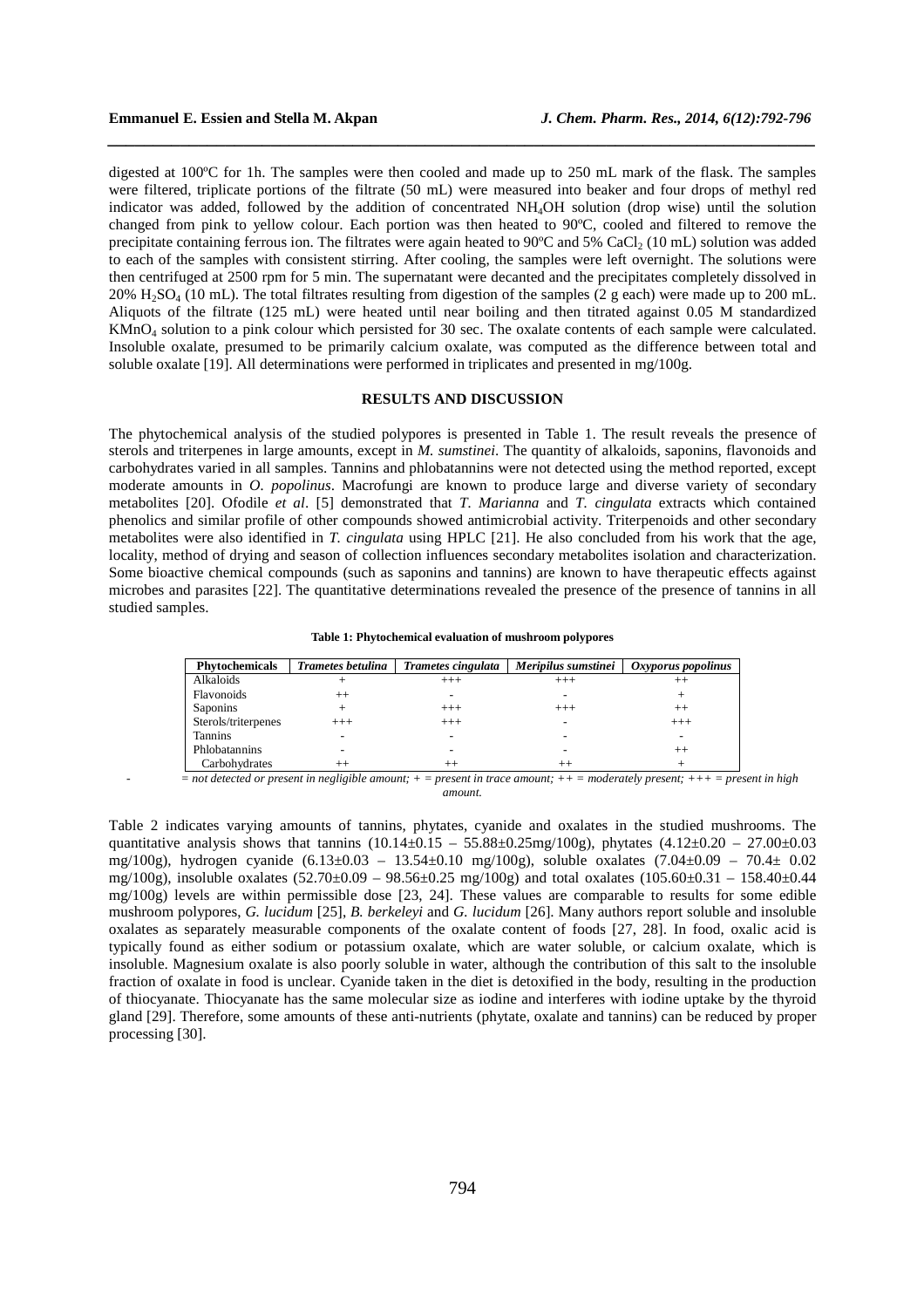digested at 100ºC for 1h. The samples were then cooled and made up to 250 mL mark of the flask. The samples were filtered, triplicate portions of the filtrate (50 mL) were measured into beaker and four drops of methyl red indicator was added, followed by the addition of concentrated $NH_4OH$ solution (drop wise) until the solution changed from pink to yellow colour. Each portion was then heated to 90ºC, cooled and filtered to remove the precipitate containing ferrous ion. The filtrates were again heated to 90ºC and 5% $CaCl_2$ (10 mL) solution was added to each of the samples with consistent stirring. After cooling, the samples were left overnight. The solutions were then centrifuged at 2500 rpm for 5 min. The supernatant were decanted and the precipitates completely dissolved in 20% $H_2SO_4$ (10 mL). The total filtrates resulting from digestion of the samples (2 g each) were made up to 200 mL. Aliquots of the filtrate (125 mL) were heated until near boiling and then titrated against 0.05 M standardized $KMnO_4$ solution to a pink colour which persisted for 30 sec. The oxalate contents of each sample were calculated. Insoluble oxalate, presumed to be primarily calcium oxalate, was computed as the difference between total and soluble oxalate [19]. All determinations were performed in triplicates and presented in mg/100g.

## RESULTS AND DISCUSSION

The phytochemical analysis of the studied polypores is presented in Table 1. The result reveals the presence of sterols and triterpenes in large amounts, except in *M. sumstinei*. The quantity of alkaloids, saponins, flavonoids and carbohydrates varied in all samples. Tannins and phlobatannins were not detected using the method reported, except moderate amounts in *O. popolinus*. Macrofungi are known to produce large and diverse variety of secondary metabolites [20]. Ofodile *et al*. [5] demonstrated that *T. Marianna* and *T. cingulata* extracts which contained phenolics and similar profile of other compounds showed antimicrobial activity. Triterpenoids and other secondary metabolites were also identified in *T. cingulata* using HPLC [21]. He also concluded from his work that the age, locality, method of drying and season of collection influences secondary metabolites isolation and characterization. Some bioactive chemical compounds (such as saponins and tannins) are known to have therapeutic effects against microbes and parasites [22]. The quantitative determinations revealed the presence of the presence of tannins in all studied samples.

**Table 1: Phytochemical evaluation of mushroom polypores**

| Phytochemicals | *Trametes betulina* | *Trametes cingulata* | *Meripilus sumstinei* | *Oxyporus popolinus* |
|---|---|---|---|---|
| Alkaloids | + | +++ | +++ | ++ |
| Flavonoids | ++ | - | - | + |
| Saponins | + | +++ | +++ | ++ |
| Sterols/triterpenes | +++ | +++ | - | +++ |
| Tannins | - | - | - | - |
| Phlobatannins | - | - | - | ++ |
| Carbohydrates | ++ | ++ | ++ | + |

*- = not detected or present in negligible amount; + = present in trace amount; ++ = moderately present; +++ = present in high amount.*

Table 2 indicates varying amounts of tannins, phytates, cyanide and oxalates in the studied mushrooms. The quantitative analysis shows that tannins (10.14±0.15 – 55.88±0.25mg/100g), phytates (4.12±0.20 – 27.00±0.03 mg/100g), hydrogen cyanide (6.13±0.03 – 13.54±0.10 mg/100g), soluble oxalates (7.04±0.09 – 70.4± 0.02 mg/100g), insoluble oxalates (52.70±0.09 – 98.56±0.25 mg/100g) and total oxalates (105.60±0.31 – 158.40±0.44 mg/100g) levels are within permissible dose [23, 24]. These values are comparable to results for some edible mushroom polypores, *G. lucidum* [25], *B. berkeleyi* and *G. lucidum* [26]. Many authors report soluble and insoluble oxalates as separately measurable components of the oxalate content of foods [27, 28]. In food, oxalic acid is typically found as either sodium or potassium oxalate, which are water soluble, or calcium oxalate, which is insoluble. Magnesium oxalate is also poorly soluble in water, although the contribution of this salt to the insoluble fraction of oxalate in food is unclear. Cyanide taken in the diet is detoxified in the body, resulting in the production of thiocyanate. Thiocyanate has the same molecular size as iodine and interferes with iodine uptake by the thyroid gland [29]. Therefore, some amounts of these anti-nutrients (phytate, oxalate and tannins) can be reduced by proper processing [30].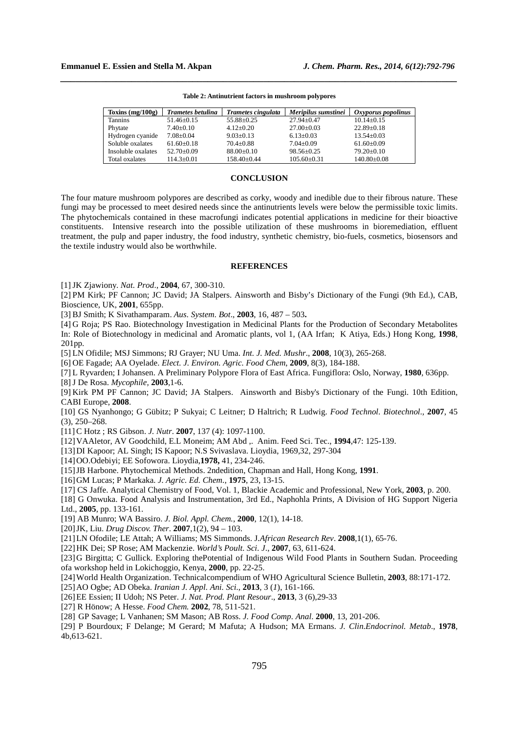**Table 2: Antinutrient factors in mushroom polypores**

| Toxins (mg/100g) | *Trametes betulina* | *Trametes cingulata* | *Meripilus sumstinei* | *Oxyporus popolinus* |
|---|---|---|---|---|
| Tannins | 51.46±0.15 | 55.88±0.25 | 27.94±0.47 | 10.14±0.15 |
| Phytate | 7.40±0.10 | 4.12±0.20 | 27.00±0.03 | 22.89±0.18 |
| Hydrogen cyanide | 7.08±0.04 | 9.03±0.13 | 6.13±0.03 | 13.54±0.03 |
| Soluble oxalates | 61.60±0.18 | 70.4±0.88 | 7.04±0.09 | 61.60±0.09 |
| Insoluble oxalates | 52.70±0.09 | 88.00±0.10 | 98.56±0.25 | 79.20±0.10 |
| Total oxalates | 114.3±0.01 | 158.40±0.44 | 105.60±0.31 | 140.80±0.08 |

## CONCLUSION

The four mature mushroom polypores are described as corky, woody and inedible due to their fibrous nature. These fungi may be processed to meet desired needs since the antinutrients levels were below the permissible toxic limits. The phytochemicals contained in these macrofungi indicates potential applications in medicine for their bioactive constituents. Intensive research into the possible utilization of these mushrooms in bioremediation, effluent treatment, the pulp and paper industry, the food industry, synthetic chemistry, bio-fuels, cosmetics, biosensors and the textile industry would also be worthwhile.

## REFERENCES

[1] JK Zjawiony. *Nat. Prod*., **2004**, 67, 300-310.

[2] PM Kirk; PF Cannon; JC David; JA Stalpers. Ainsworth and Bisby's Dictionary of the Fungi (9th Ed.), CAB, Bioscience, UK, **2001**, 655pp.

[3] BJ Smith; K Sivathamparam. *Aus. System. Bot*., **2003**, 16, 487 – 503**.**

[4] G Roja; PS Rao. Biotechnology Investigation in Medicinal Plants for the Production of Secondary Metabolites In: Role of Biotechnology in medicinal and Aromatic plants, vol 1, (AA Irfan; K Atiya, Eds.) Hong Kong, **1998**, 201pp.

[5] LN Ofidile; MSJ Simmons; RJ Grayer; NU Uma. *Int. J. Med. Mushr*., **2008**, 10(3), 265-268.

[6] OE Fagade; AA Oyelade. *Elect. J. Environ. Agric. Food Chem*, **2009**, 8(3), 184-188.

[7] L Ryvarden; I Johansen. A Preliminary Polypore Flora of East Africa. Fungiflora: Oslo, Norway, **1980**, 636pp.

[8] J De Rosa. *Mycophile,* **2003**,1-6.

[9] Kirk PM PF Cannon; JC David; JA Stalpers. Ainsworth and Bisby's Dictionary of the Fungi. 10th Edition, CABI Europe, **2008**.

[10] GS Nyanhongo; G Gübitz; P Sukyai; C Leitner; D Haltrich; R Ludwig. *Food Technol. Biotechnol.,* **2007**, 45 (3), 250–268.

[11] C Hotz ; RS Gibson. *J. Nutr*. **2007**, 137 (4): 1097-1100.

[12] VAAletor, AV Goodchild, E.L Moneim; AM Abd ,. Anim. Feed Sci. Tec., **1994**,47: 125-139.

[13] DI Kapoor; AL Singh; IS Kapoor; N.S Svivaslava. Lioydia, 1969,32, 297-304

[14] OO.Odebiyi; EE Sofowora. Lioydia,**1978,** 41, 234-246.

[15] JB Harbone. Phytochemical Methods. 2ndedition, Chapman and Hall, Hong Kong, **1991**.

[16] GM Lucas; P Markaka. *J. Agric. Ed. Chem.*, **1975**, 23, 13-15.

[17] CS Jaffe. Analytical Chemistry of Food, Vol. 1, Blackie Academic and Professional, New York, **2003**, p. 200.

[18] G Onwuka. Food Analysis and Instrumentation, 3rd Ed., Naphohla Prints, A Division of HG Support Nigeria Ltd., **2005**, pp. 133-161.

[19] AB Munro; WA Bassiro. *J. Biol. Appl. Chem.*, **2000**, 12(1), 14-18.

[20] JK, Liu. *Drug Discov. Ther*. **2007**,1(2), 94 – 103.

[21] LN Ofodile; LE Attah; A Williams; MS Simmonds. J.*African Research Rev*. **2008**,1(1), 65-76.

[22] HK Dei; SP Rose; AM Mackenzie. *World's Poult. Sci. J*., **2007**, 63, 611-624.

[23] G Birgitta; C Gullick. Exploring thePotential of Indigenous Wild Food Plants in Southern Sudan. Proceeding ofa workshop held in Lokichoggio, Kenya, **2000**, pp. 22-25.

[24] World Health Organization. Technicalcompendium of WHO Agricultural Science Bulletin, **2003**, 88:171-172.

[25] AO Ogbe; AD Obeka. *Iranian J. Appl. Ani. Sci.*, **2013**, 3 (*1*), 161-166.

[26] EE Essien; II Udoh; NS Peter. *J. Nat. Prod. Plant Resour*., **2013**, 3 (6),29-33

[27] R Hönow; A Hesse. *Food Chem.* **2002**, 78, 511-521.

[28] GP Savage; L Vanhanen; SM Mason; AB Ross. *J. Food Comp*. *Anal*. **2000**, 13, 201-206.

[29] P Bourdoux; F Delange; M Gerard; M Mafuta; A Hudson; MA Ermans. *J. Clin.Endocrinol. Metab*., **1978**, 4b,613-621.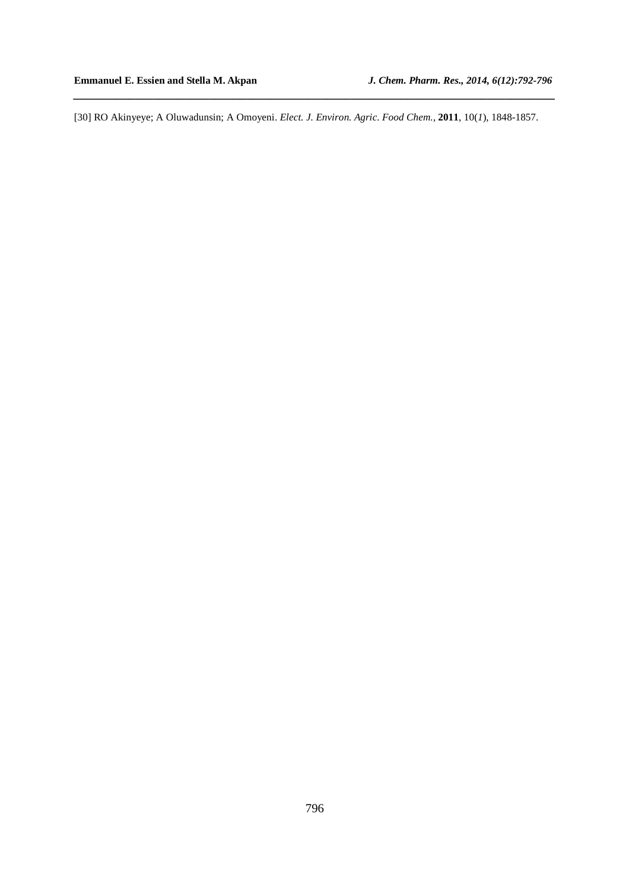[30] RO Akinyeye; A Oluwadunsin; A Omoyeni. *Elect. J. Environ. Agric. Food Chem.*, **2011**, 10(*1*), 1848-1857.